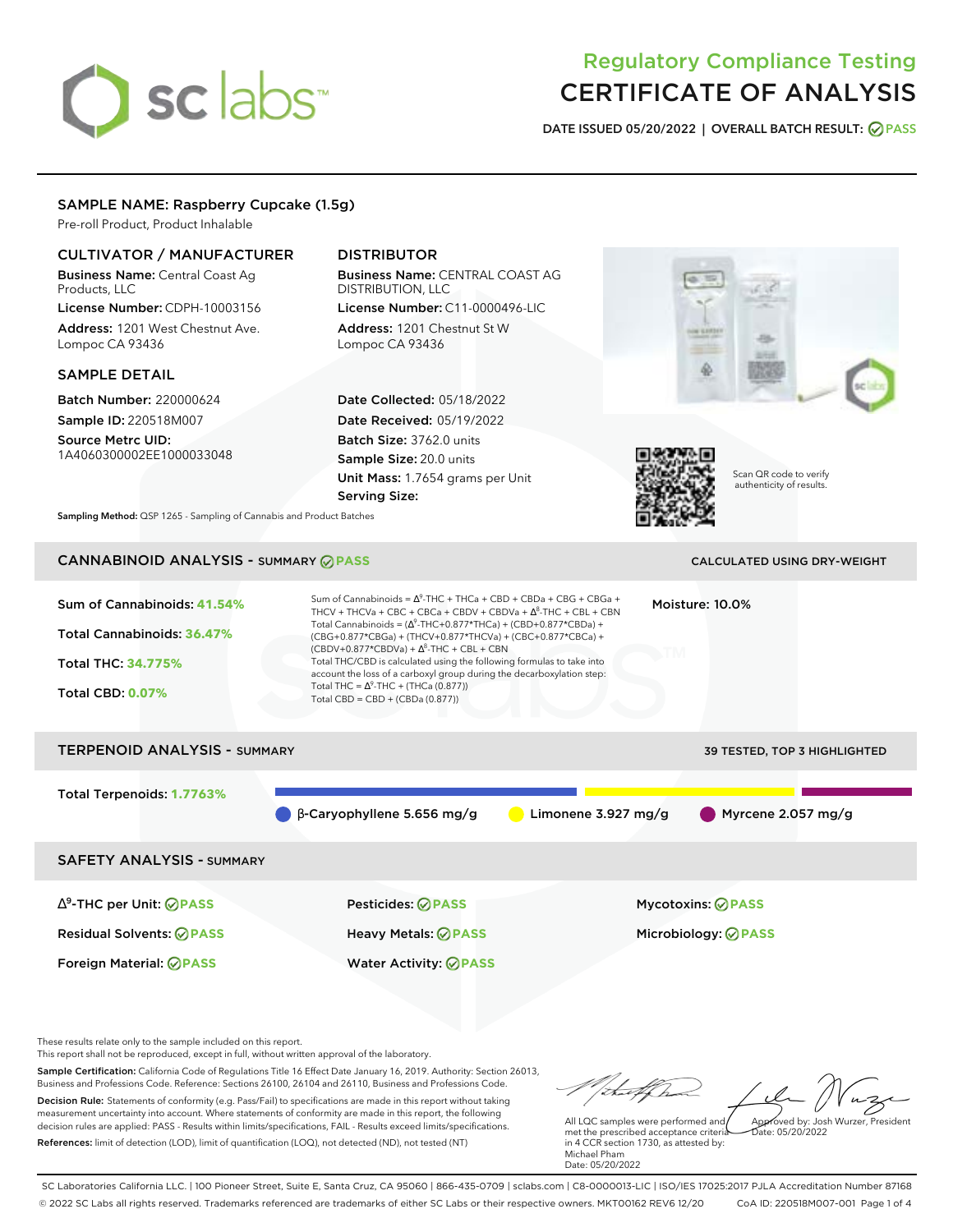# Regulatory Compliance Testing
# CERTIFICATE OF ANALYSIS

**DATE ISSUED 05/20/2022 | OVERALL BATCH RESULT: PASS**

## SAMPLE NAME: Raspberry Cupcake (1.5g)

Pre-roll Product, Product Inhalable

### CULTIVATOR / MANUFACTURER

**Business Name:** Central Coast Ag Products, LLC

**License Number:** CDPH-10003156

**Address:** 1201 West Chestnut Ave. Lompoc CA 93436

### DISTRIBUTOR

**Business Name:** CENTRAL COAST AG DISTRIBUTION, LLC

**License Number:** C11-0000496-LIC

**Address:** 1201 Chestnut St W Lompoc CA 93436

### SAMPLE DETAIL

**Batch Number:** 220000624

**Sample ID:** 220518M007

**Source Metrc UID:** 1A4060300002EE1000033048

**Date Collected:** 05/18/2022

**Date Received:** 05/19/2022

**Batch Size:** 3762.0 units

**Sample Size:** 20.0 units

**Unit Mass:** 1.7654 grams per Unit

**Serving Size:**

Scan QR code to verify authenticity of results.

**Sampling Method:** QSP 1265 - Sampling of Cannabis and Product Batches

## CANNABINOID ANALYSIS - SUMMARY PASS

CALCULATED USING DRY-WEIGHT

**Sum of Cannabinoids: 41.54%**

**Total Cannabinoids: 36.47%**

**Total THC: 34.775%**

**Total CBD: 0.07%**

Sum of Cannabinoids = $\Delta^9$-THC + THCa + CBD + CBDa + CBG + CBGa + THCV + THCVa + CBC + CBCa + CBDV + CBDVa + $\Delta^8$-THC + CBL + CBN

Total Cannabinoids = ($\Delta^9$-THC+0.877*THCa) + (CBD+0.877*CBDa) + (CBG+0.877*CBGa) + (THCV+0.877*THCVa) + (CBC+0.877*CBCa) + (CBDV+0.877*CBDVa) + $\Delta^8$-THC + CBL + CBN

Total THC/CBD is calculated using the following formulas to take into account the loss of a carboxyl group during the decarboxylation step:

Total THC = $\Delta^9$-THC + (THCa (0.877))

Total CBD = CBD + (CBDa (0.877))

**Moisture:** 10.0%

## TERPENOID ANALYSIS - SUMMARY

39 TESTED, TOP 3 HIGHLIGHTED

**Total Terpenoids: 1.7763%**

- β-Caryophyllene 5.656 mg/g
- Limonene 3.927 mg/g
- Myrcene 2.057 mg/g

## SAFETY ANALYSIS - SUMMARY

| | | |
|---|---|---|
| $\Delta^9$-THC per Unit: PASS | Pesticides: PASS | Mycotoxins: PASS |
| Residual Solvents: PASS | Heavy Metals: PASS | Microbiology: PASS |
| Foreign Material: PASS | Water Activity: PASS | |

These results relate only to the sample included on this report.

This report shall not be reproduced, except in full, without written approval of the laboratory.

**Sample Certification:** California Code of Regulations Title 16 Effect Date January 16, 2019. Authority: Section 26013, Business and Professions Code. Reference: Sections 26100, 26104 and 26110, Business and Professions Code.

**Decision Rule:** Statements of conformity (e.g. Pass/Fail) to specifications are made in this report without taking measurement uncertainty into account. Where statements of conformity are made in this report, the following decision rules are applied: PASS - Results within limits/specifications, FAIL - Results exceed limits/specifications.

**References:** limit of detection (LOD), limit of quantification (LOQ), not detected (ND), not tested (NT)

All LQC samples were performed and met the prescribed acceptance criteria in 4 CCR section 1730, as attested by: Michael Pham
Date: 05/20/2022

Approved by: Josh Wurzer, President
Date: 05/20/2022

SC Laboratories California LLC. | 100 Pioneer Street, Suite E, Santa Cruz, CA 95060 | 866-435-0709 | sclabs.com | C8-0000013-LIC | ISO/IES 17025:2017 PJLA Accreditation Number 87168

© 2022 SC Labs all rights reserved. Trademarks referenced are trademarks of either SC Labs or their respective owners. MKT00162 REV6 12/20 CoA ID: 220518M007-001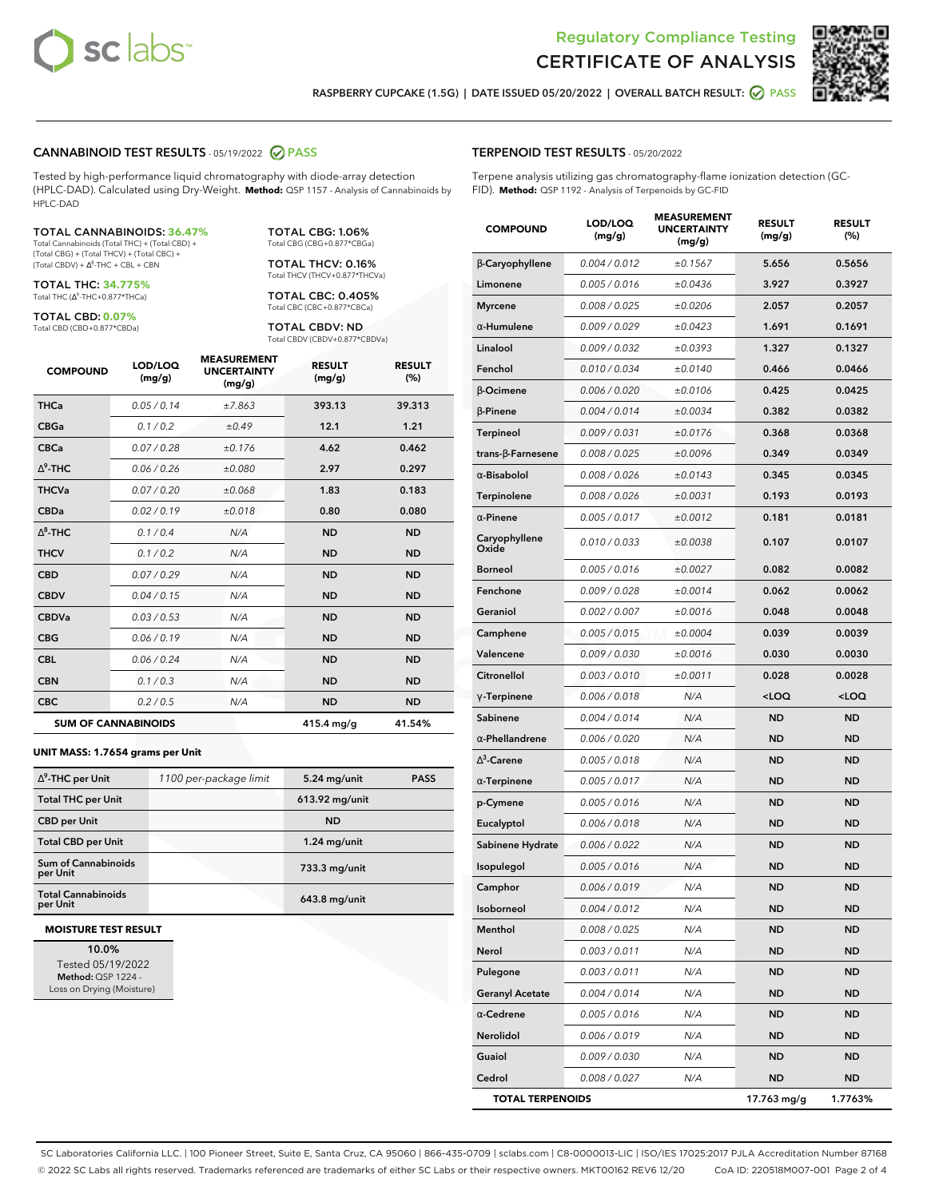Regulatory Compliance Testing

# CERTIFICATE OF ANALYSIS

RASPBERRY CUPCAKE (1.5G) | DATE ISSUED 05/20/2022 | OVERALL BATCH RESULT: PASS

## CANNABINOID TEST RESULTS - 05/19/2022 PASS

Tested by high-performance liquid chromatography with diode-array detection (HPLC-DAD). Calculated using Dry-Weight. **Method:** QSP 1157 - Analysis of Cannabinoids by HPLC-DAD

**TOTAL CANNABINOIDS: 36.47%**
Total Cannabinoids (Total THC) + (Total CBD) + (Total CBG) + (Total THCV) + (Total CBC) + (Total CBDV) + Δ⁸-THC + CBL + CBN

**TOTAL THC: 34.775%**
Total THC (Δ⁹-THC+0.877*THCa)

**TOTAL CBD: 0.07%**
Total CBD (CBD+0.877*CBDa)

**TOTAL CBG: 1.06%**
Total CBG (CBG+0.877*CBGa)

**TOTAL THCV: 0.16%**
Total THCV (THCV+0.877*THCVa)

**TOTAL CBC: 0.405%**
Total CBC (CBC+0.877*CBCa)

**TOTAL CBDV: ND**
Total CBDV (CBDV+0.877*CBDVa)

| COMPOUND | LOD/LOQ (mg/g) | MEASUREMENT UNCERTAINTY (mg/g) | RESULT (mg/g) | RESULT (%) |
|---|---|---|---|---|
| THCa | 0.05 / 0.14 | ±7.863 | 393.13 | 39.313 |
| CBGa | 0.1 / 0.2 | ±0.49 | 12.1 | 1.21 |
| CBCa | 0.07 / 0.28 | ±0.176 | 4.62 | 0.462 |
| Δ⁹-THC | 0.06 / 0.26 | ±0.080 | 2.97 | 0.297 |
| THCVa | 0.07 / 0.20 | ±0.068 | 1.83 | 0.183 |
| CBDa | 0.02 / 0.19 | ±0.018 | 0.80 | 0.080 |
| Δ⁸-THC | 0.1 / 0.4 | N/A | ND | ND |
| THCV | 0.1 / 0.2 | N/A | ND | ND |
| CBD | 0.07 / 0.29 | N/A | ND | ND |
| CBDV | 0.04 / 0.15 | N/A | ND | ND |
| CBDVa | 0.03 / 0.53 | N/A | ND | ND |
| CBG | 0.06 / 0.19 | N/A | ND | ND |
| CBL | 0.06 / 0.24 | N/A | ND | ND |
| CBN | 0.1 / 0.3 | N/A | ND | ND |
| CBC | 0.2 / 0.5 | N/A | ND | ND |
| **SUM OF CANNABINOIDS** | | | **415.4 mg/g** | **41.54%** |

### UNIT MASS: 1.7654 grams per Unit

| | | | |
|---|---|---|---|
| Δ⁹-THC per Unit | 1100 per-package limit | 5.24 mg/unit | PASS |
| Total THC per Unit | | 613.92 mg/unit | |
| CBD per Unit | | ND | |
| Total CBD per Unit | | 1.24 mg/unit | |
| Sum of Cannabinoids per Unit | | 733.3 mg/unit | |
| Total Cannabinoids per Unit | | 643.8 mg/unit | |

### MOISTURE TEST RESULT

10.0%
Tested 05/19/2022
**Method:** QSP 1224 - Loss on Drying (Moisture)

## TERPENOID TEST RESULTS - 05/20/2022

Terpene analysis utilizing gas chromatography-flame ionization detection (GC-FID). **Method:** QSP 1192 - Analysis of Terpenoids by GC-FID

| COMPOUND | LOD/LOQ (mg/g) | MEASUREMENT UNCERTAINTY (mg/g) | RESULT (mg/g) | RESULT (%) |
|---|---|---|---|---|
| β-Caryophyllene | 0.004 / 0.012 | ±0.1567 | 5.656 | 0.5656 |
| Limonene | 0.005 / 0.016 | ±0.0436 | 3.927 | 0.3927 |
| Myrcene | 0.008 / 0.025 | ±0.0206 | 2.057 | 0.2057 |
| α-Humulene | 0.009 / 0.029 | ±0.0423 | 1.691 | 0.1691 |
| Linalool | 0.009 / 0.032 | ±0.0393 | 1.327 | 0.1327 |
| Fenchol | 0.010 / 0.034 | ±0.0140 | 0.466 | 0.0466 |
| β-Ocimene | 0.006 / 0.020 | ±0.0106 | 0.425 | 0.0425 |
| β-Pinene | 0.004 / 0.014 | ±0.0034 | 0.382 | 0.0382 |
| Terpineol | 0.009 / 0.031 | ±0.0176 | 0.368 | 0.0368 |
| trans-β-Farnesene | 0.008 / 0.025 | ±0.0096 | 0.349 | 0.0349 |
| α-Bisabolol | 0.008 / 0.026 | ±0.0143 | 0.345 | 0.0345 |
| Terpinolene | 0.008 / 0.026 | ±0.0031 | 0.193 | 0.0193 |
| α-Pinene | 0.005 / 0.017 | ±0.0012 | 0.181 | 0.0181 |
| Caryophyllene Oxide | 0.010 / 0.033 | ±0.0038 | 0.107 | 0.0107 |
| Borneol | 0.005 / 0.016 | ±0.0027 | 0.082 | 0.0082 |
| Fenchone | 0.009 / 0.028 | ±0.0014 | 0.062 | 0.0062 |
| Geraniol | 0.002 / 0.007 | ±0.0016 | 0.048 | 0.0048 |
| Camphene | 0.005 / 0.015 | ±0.0004 | 0.039 | 0.0039 |
| Valencene | 0.009 / 0.030 | ±0.0016 | 0.030 | 0.0030 |
| Citronellol | 0.003 / 0.010 | ±0.0011 | 0.028 | 0.0028 |
| γ-Terpinene | 0.006 / 0.018 | N/A | <LOQ | <LOQ |
| Sabinene | 0.004 / 0.014 | N/A | ND | ND |
| α-Phellandrene | 0.006 / 0.020 | N/A | ND | ND |
| Δ³-Carene | 0.005 / 0.018 | N/A | ND | ND |
| α-Terpinene | 0.005 / 0.017 | N/A | ND | ND |
| p-Cymene | 0.005 / 0.016 | N/A | ND | ND |
| Eucalyptol | 0.006 / 0.018 | N/A | ND | ND |
| Sabinene Hydrate | 0.006 / 0.022 | N/A | ND | ND |
| Isopulegol | 0.005 / 0.016 | N/A | ND | ND |
| Camphor | 0.006 / 0.019 | N/A | ND | ND |
| Isoborneol | 0.004 / 0.012 | N/A | ND | ND |
| Menthol | 0.008 / 0.025 | N/A | ND | ND |
| Nerol | 0.003 / 0.011 | N/A | ND | ND |
| Pulegone | 0.003 / 0.011 | N/A | ND | ND |
| Geranyl Acetate | 0.004 / 0.014 | N/A | ND | ND |
| α-Cedrene | 0.005 / 0.016 | N/A | ND | ND |
| Nerolidol | 0.006 / 0.019 | N/A | ND | ND |
| Guaiol | 0.009 / 0.030 | N/A | ND | ND |
| Cedrol | 0.008 / 0.027 | N/A | ND | ND |
| **TOTAL TERPENOIDS** | | | **17.763 mg/g** | **1.7763%** |

SC Laboratories California LLC. | 100 Pioneer Street, Suite E, Santa Cruz, CA 95060 | 866-435-0709 | sclabs.com | C8-0000013-LIC | ISO/IES 17025:2017 PJLA Accreditation Number 87168
© 2022 SC Labs all rights reserved. Trademarks referenced are trademarks of either SC Labs or their respective owners. MKT00162 REV6 12/20 CoA ID: 220518M007-001